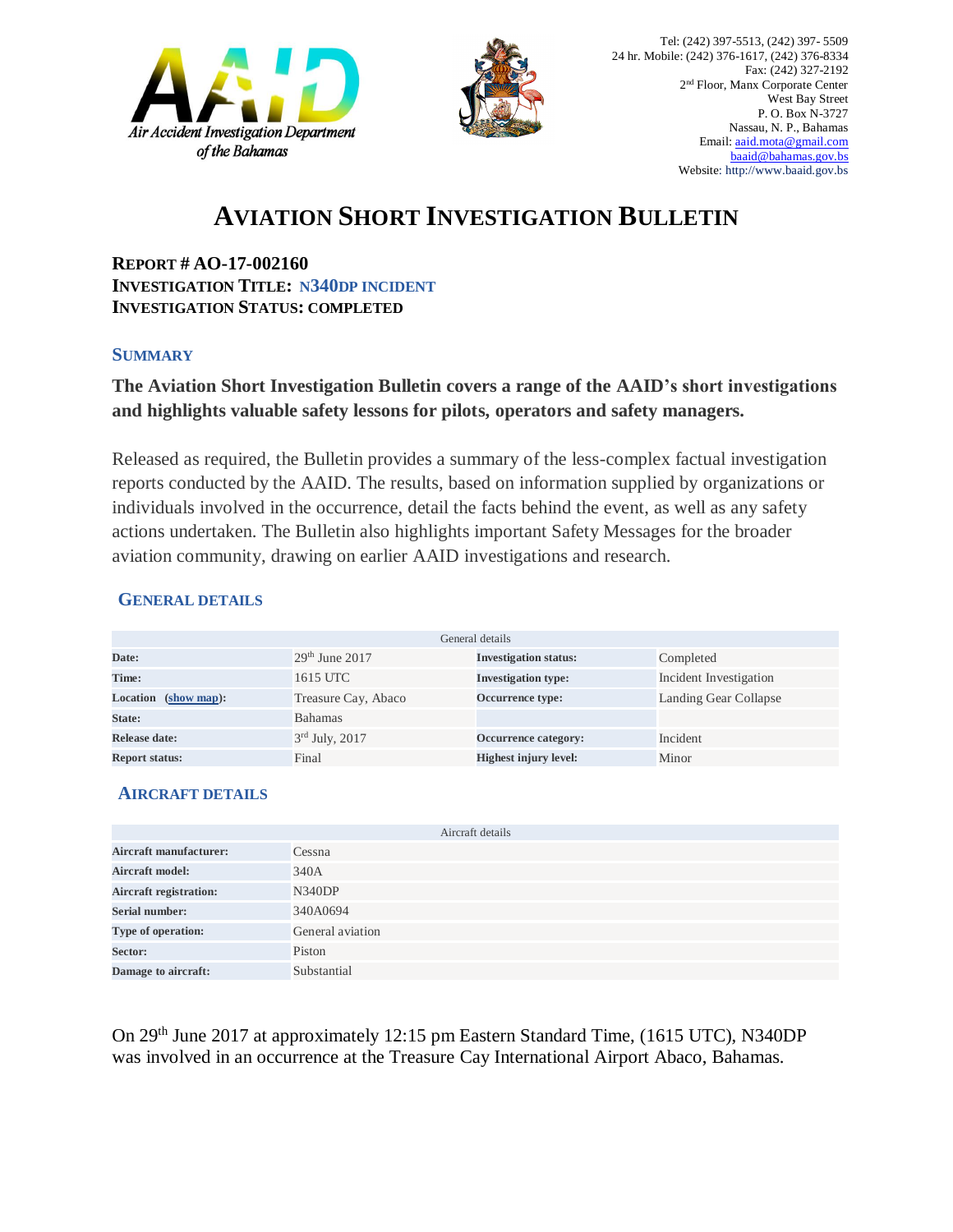Tel: (242) 397-5513, (242) 397- 5509
24 hr. Mobile: (242) 376-1617, (242) 376-8334
Fax: (242) 327-2192
2nd Floor, Manx Corporate Center
West Bay Street
P. O. Box N-3727
Nassau, N. P., Bahamas
Email: aaid.mota@gmail.com
baaid@bahamas.gov.bs
Website: http://www.baaid.gov.bs

# AVIATION SHORT INVESTIGATION BULLETIN

**REPORT # AO-17-002160**
**INVESTIGATION TITLE: N340DP INCIDENT**
**INVESTIGATION STATUS: COMPLETED**

## SUMMARY

**The Aviation Short Investigation Bulletin covers a range of the AAID's short investigations and highlights valuable safety lessons for pilots, operators and safety managers.**

Released as required, the Bulletin provides a summary of the less-complex factual investigation reports conducted by the AAID. The results, based on information supplied by organizations or individuals involved in the occurrence, detail the facts behind the event, as well as any safety actions undertaken. The Bulletin also highlights important Safety Messages for the broader aviation community, drawing on earlier AAID investigations and research.

## GENERAL DETAILS

| General details | | | |
|---|---|---|---|
| **Date:** | 29th June 2017 | **Investigation status:** | Completed |
| **Time:** | 1615 UTC | **Investigation type:** | Incident Investigation |
| **Location (show map):** | Treasure Cay, Abaco | **Occurrence type:** | Landing Gear Collapse |
| **State:** | Bahamas | | |
| **Release date:** | 3rd July, 2017 | **Occurrence category:** | Incident |
| **Report status:** | Final | **Highest injury level:** | Minor |

## AIRCRAFT DETAILS

| Aircraft details | |
|---|---|
| **Aircraft manufacturer:** | Cessna |
| **Aircraft model:** | 340A |
| **Aircraft registration:** | N340DP |
| **Serial number:** | 340A0694 |
| **Type of operation:** | General aviation |
| **Sector:** | Piston |
| **Damage to aircraft:** | Substantial |

On 29th June 2017 at approximately 12:15 pm Eastern Standard Time, (1615 UTC), N340DP was involved in an occurrence at the Treasure Cay International Airport Abaco, Bahamas.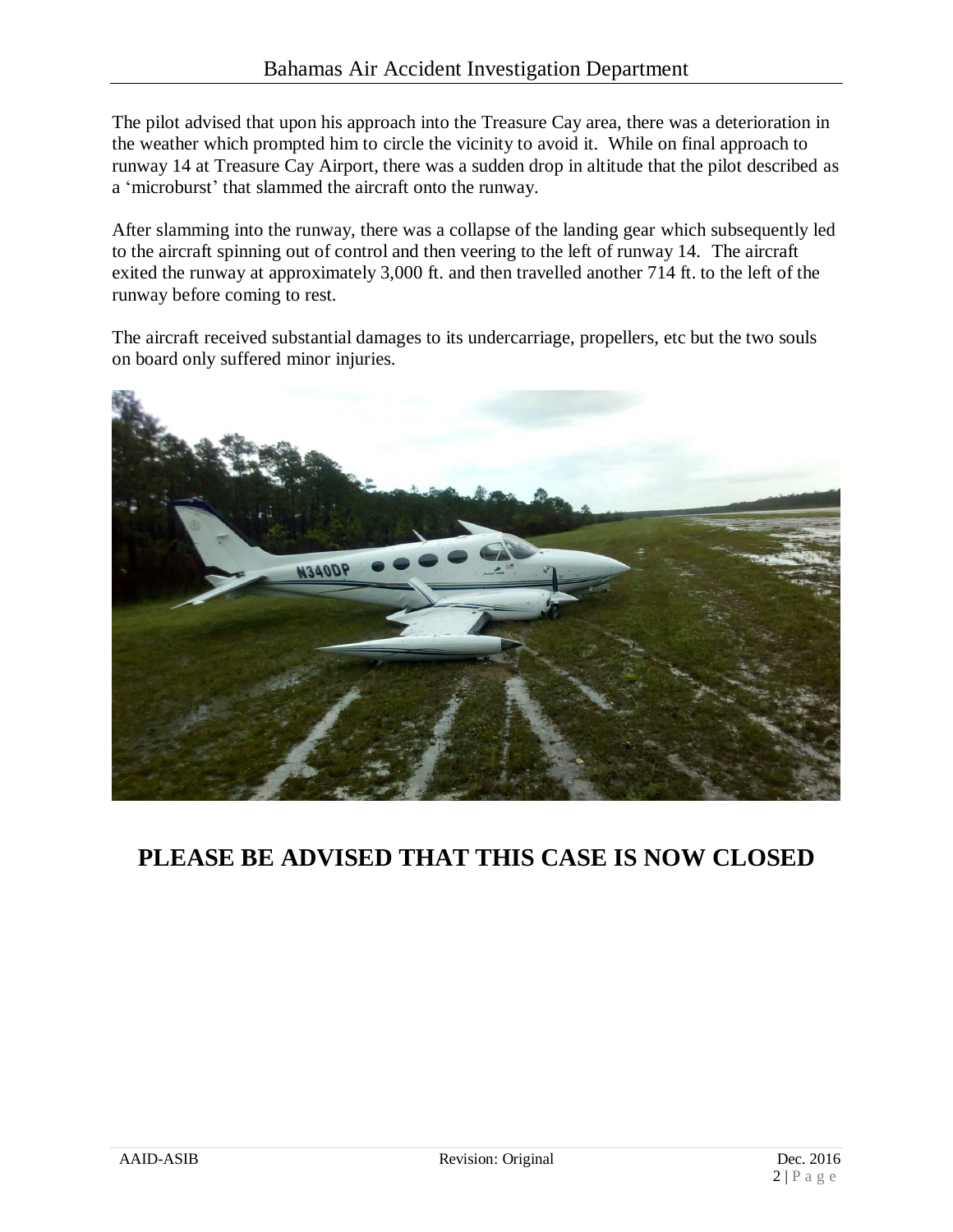The pilot advised that upon his approach into the Treasure Cay area, there was a deterioration in the weather which prompted him to circle the vicinity to avoid it. While on final approach to runway 14 at Treasure Cay Airport, there was a sudden drop in altitude that the pilot described as a 'microburst' that slammed the aircraft onto the runway.

After slamming into the runway, there was a collapse of the landing gear which subsequently led to the aircraft spinning out of control and then veering to the left of runway 14. The aircraft exited the runway at approximately 3,000 ft. and then travelled another 714 ft. to the left of the runway before coming to rest.

The aircraft received substantial damages to its undercarriage, propellers, etc but the two souls on board only suffered minor injuries.

## PLEASE BE ADVISED THAT THIS CASE IS NOW CLOSED